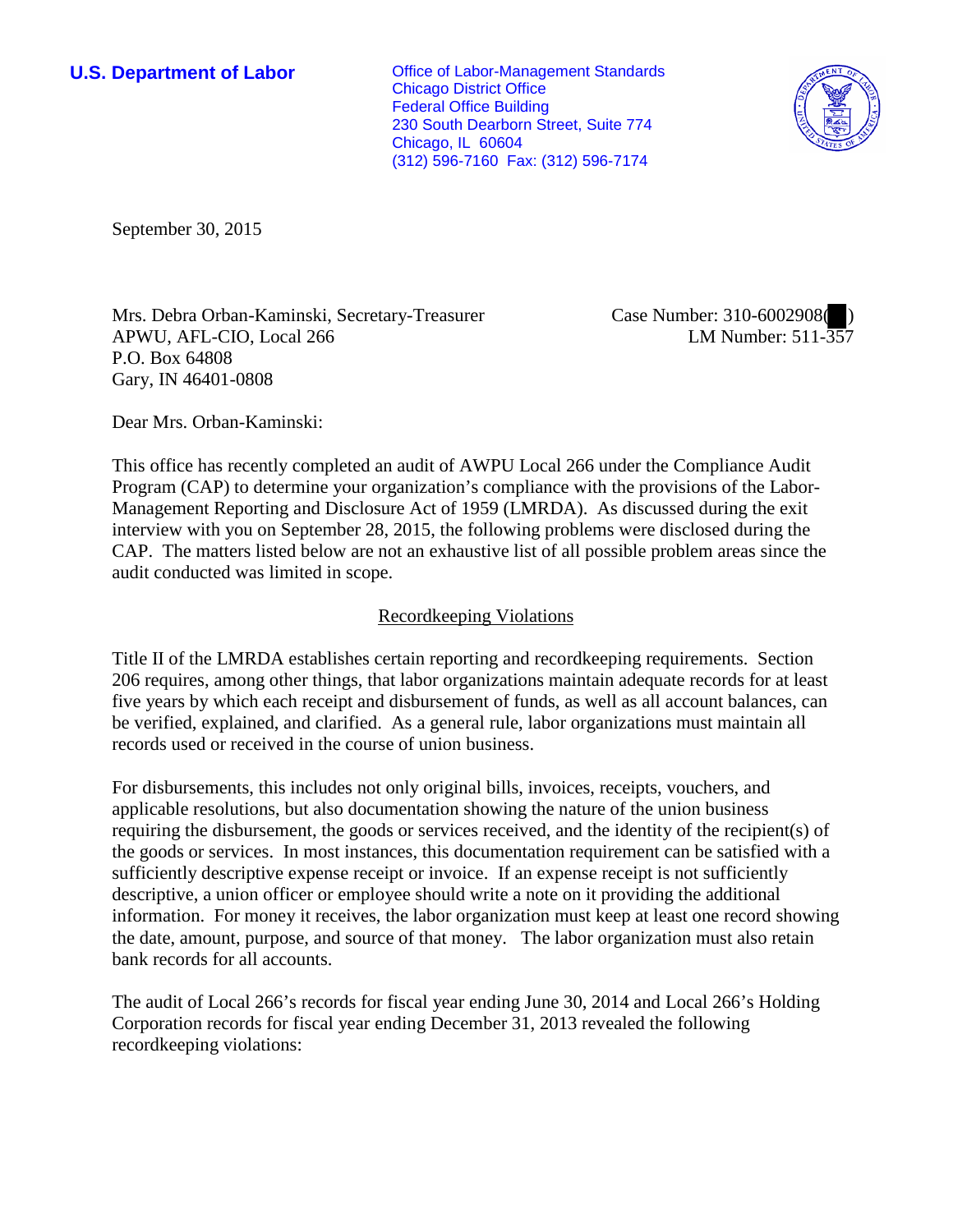**U.S. Department of Labor**

Office of Labor-Management Standards
Chicago District Office
Federal Office Building
230 South Dearborn Street, Suite 774
Chicago, IL 60604
(312) 596-7160 Fax: (312) 596-7174

September 30, 2015

Mrs. Debra Orban-Kaminski, Secretary-Treasurer
APWU, AFL-CIO, Local 266
P.O. Box 64808
Gary, IN 46401-0808

Case Number: 310-6002908( )
LM Number: 511-357

Dear Mrs. Orban-Kaminski:

This office has recently completed an audit of AWPU Local 266 under the Compliance Audit Program (CAP) to determine your organization's compliance with the provisions of the Labor-Management Reporting and Disclosure Act of 1959 (LMRDA). As discussed during the exit interview with you on September 28, 2015, the following problems were disclosed during the CAP. The matters listed below are not an exhaustive list of all possible problem areas since the audit conducted was limited in scope.

## Recordkeeping Violations

Title II of the LMRDA establishes certain reporting and recordkeeping requirements. Section 206 requires, among other things, that labor organizations maintain adequate records for at least five years by which each receipt and disbursement of funds, as well as all account balances, can be verified, explained, and clarified. As a general rule, labor organizations must maintain all records used or received in the course of union business.

For disbursements, this includes not only original bills, invoices, receipts, vouchers, and applicable resolutions, but also documentation showing the nature of the union business requiring the disbursement, the goods or services received, and the identity of the recipient(s) of the goods or services. In most instances, this documentation requirement can be satisfied with a sufficiently descriptive expense receipt or invoice. If an expense receipt is not sufficiently descriptive, a union officer or employee should write a note on it providing the additional information. For money it receives, the labor organization must keep at least one record showing the date, amount, purpose, and source of that money. The labor organization must also retain bank records for all accounts.

The audit of Local 266's records for fiscal year ending June 30, 2014 and Local 266's Holding Corporation records for fiscal year ending December 31, 2013 revealed the following recordkeeping violations: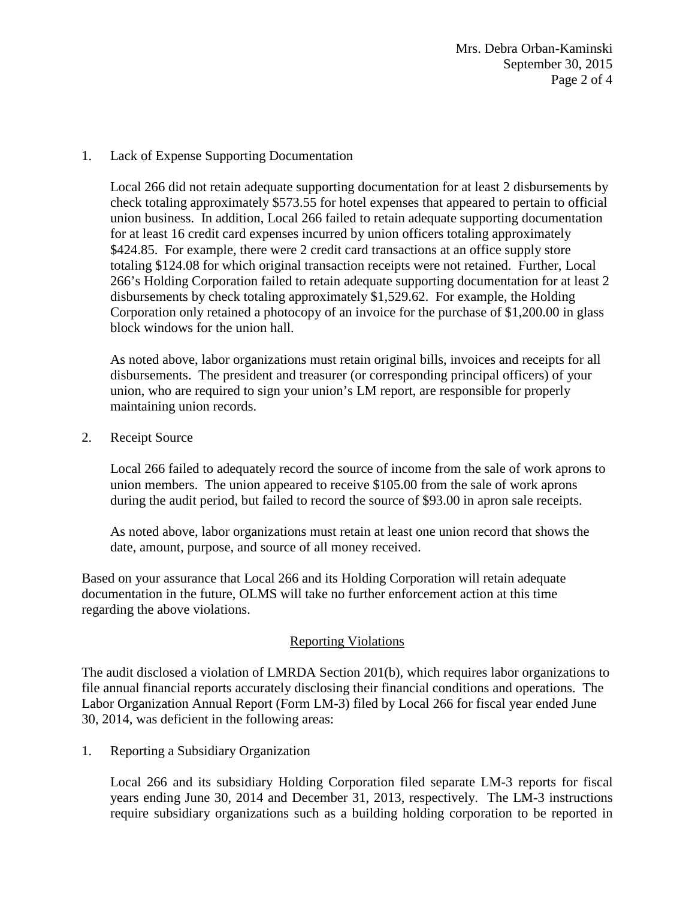1. Lack of Expense Supporting Documentation

   Local 266 did not retain adequate supporting documentation for at least 2 disbursements by check totaling approximately $573.55 for hotel expenses that appeared to pertain to official union business. In addition, Local 266 failed to retain adequate supporting documentation for at least 16 credit card expenses incurred by union officers totaling approximately $424.85. For example, there were 2 credit card transactions at an office supply store totaling $124.08 for which original transaction receipts were not retained. Further, Local 266's Holding Corporation failed to retain adequate supporting documentation for at least 2 disbursements by check totaling approximately $1,529.62. For example, the Holding Corporation only retained a photocopy of an invoice for the purchase of $1,200.00 in glass block windows for the union hall.

   As noted above, labor organizations must retain original bills, invoices and receipts for all disbursements. The president and treasurer (or corresponding principal officers) of your union, who are required to sign your union's LM report, are responsible for properly maintaining union records.

2. Receipt Source

   Local 266 failed to adequately record the source of income from the sale of work aprons to union members. The union appeared to receive $105.00 from the sale of work aprons during the audit period, but failed to record the source of $93.00 in apron sale receipts.

   As noted above, labor organizations must retain at least one union record that shows the date, amount, purpose, and source of all money received.

Based on your assurance that Local 266 and its Holding Corporation will retain adequate documentation in the future, OLMS will take no further enforcement action at this time regarding the above violations.

## Reporting Violations

The audit disclosed a violation of LMRDA Section 201(b), which requires labor organizations to file annual financial reports accurately disclosing their financial conditions and operations. The Labor Organization Annual Report (Form LM-3) filed by Local 266 for fiscal year ended June 30, 2014, was deficient in the following areas:

1. Reporting a Subsidiary Organization

   Local 266 and its subsidiary Holding Corporation filed separate LM-3 reports for fiscal years ending June 30, 2014 and December 31, 2013, respectively. The LM-3 instructions require subsidiary organizations such as a building holding corporation to be reported in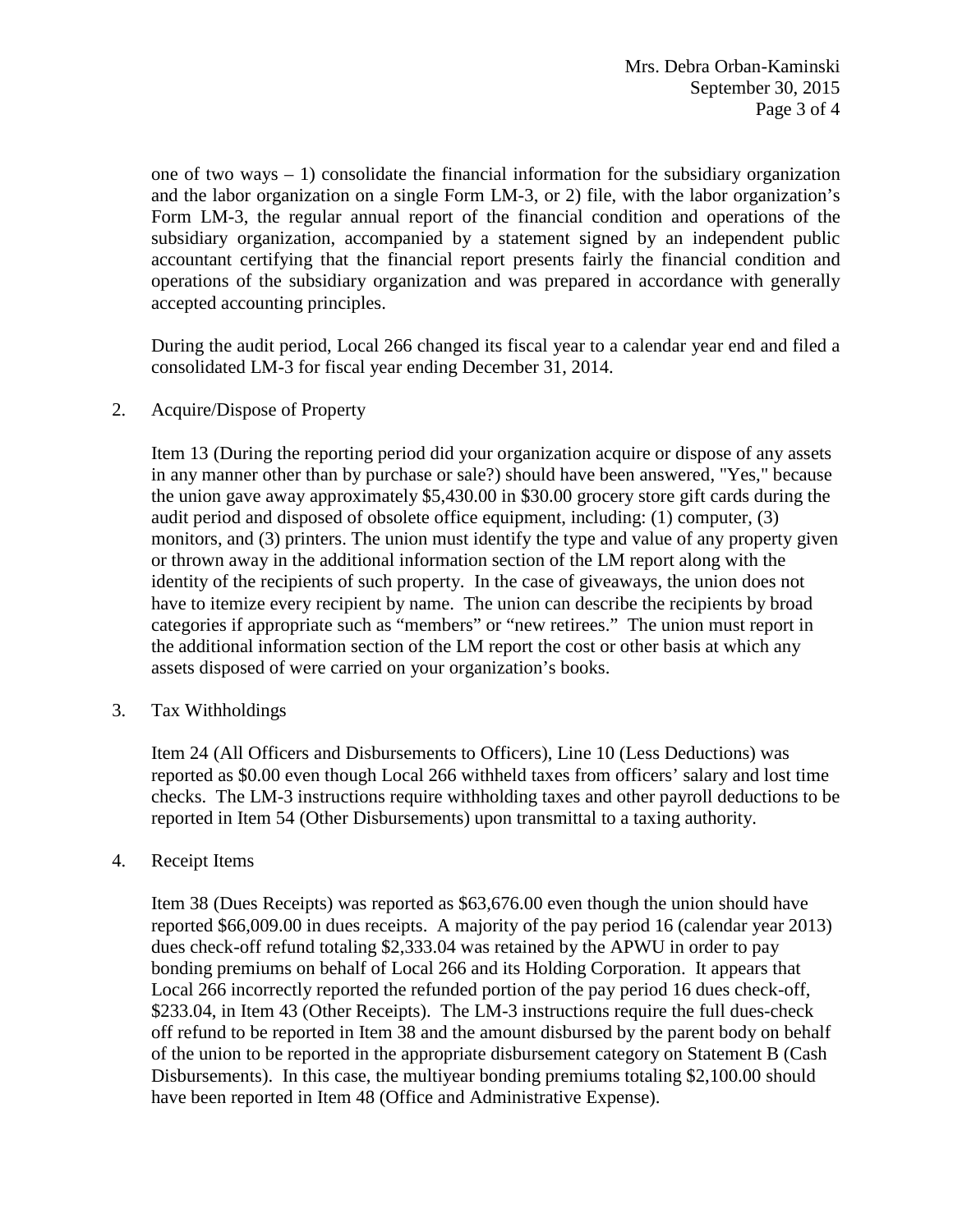one of two ways – 1) consolidate the financial information for the subsidiary organization and the labor organization on a single Form LM-3, or 2) file, with the labor organization's Form LM-3, the regular annual report of the financial condition and operations of the subsidiary organization, accompanied by a statement signed by an independent public accountant certifying that the financial report presents fairly the financial condition and operations of the subsidiary organization and was prepared in accordance with generally accepted accounting principles.

During the audit period, Local 266 changed its fiscal year to a calendar year end and filed a consolidated LM-3 for fiscal year ending December 31, 2014.

2. Acquire/Dispose of Property

   Item 13 (During the reporting period did your organization acquire or dispose of any assets in any manner other than by purchase or sale?) should have been answered, "Yes," because the union gave away approximately $5,430.00 in $30.00 grocery store gift cards during the audit period and disposed of obsolete office equipment, including: (1) computer, (3) monitors, and (3) printers. The union must identify the type and value of any property given or thrown away in the additional information section of the LM report along with the identity of the recipients of such property. In the case of giveaways, the union does not have to itemize every recipient by name. The union can describe the recipients by broad categories if appropriate such as "members" or "new retirees." The union must report in the additional information section of the LM report the cost or other basis at which any assets disposed of were carried on your organization's books.

3. Tax Withholdings

   Item 24 (All Officers and Disbursements to Officers), Line 10 (Less Deductions) was reported as $0.00 even though Local 266 withheld taxes from officers' salary and lost time checks. The LM-3 instructions require withholding taxes and other payroll deductions to be reported in Item 54 (Other Disbursements) upon transmittal to a taxing authority.

4. Receipt Items

   Item 38 (Dues Receipts) was reported as $63,676.00 even though the union should have reported $66,009.00 in dues receipts. A majority of the pay period 16 (calendar year 2013) dues check-off refund totaling $2,333.04 was retained by the APWU in order to pay bonding premiums on behalf of Local 266 and its Holding Corporation. It appears that Local 266 incorrectly reported the refunded portion of the pay period 16 dues check-off, $233.04, in Item 43 (Other Receipts). The LM-3 instructions require the full dues-check off refund to be reported in Item 38 and the amount disbursed by the parent body on behalf of the union to be reported in the appropriate disbursement category on Statement B (Cash Disbursements). In this case, the multiyear bonding premiums totaling $2,100.00 should have been reported in Item 48 (Office and Administrative Expense).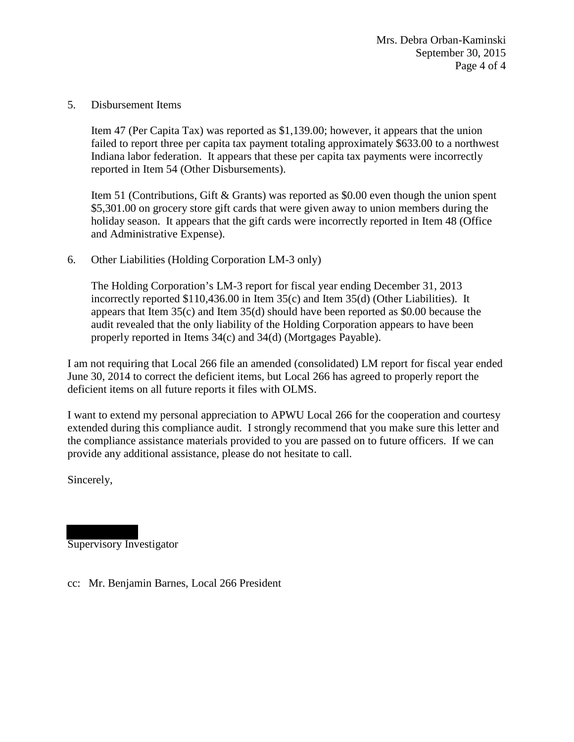5. Disbursement Items

   Item 47 (Per Capita Tax) was reported as $1,139.00; however, it appears that the union failed to report three per capita tax payment totaling approximately $633.00 to a northwest Indiana labor federation. It appears that these per capita tax payments were incorrectly reported in Item 54 (Other Disbursements).

   Item 51 (Contributions, Gift & Grants) was reported as $0.00 even though the union spent $5,301.00 on grocery store gift cards that were given away to union members during the holiday season. It appears that the gift cards were incorrectly reported in Item 48 (Office and Administrative Expense).

6. Other Liabilities (Holding Corporation LM-3 only)

   The Holding Corporation's LM-3 report for fiscal year ending December 31, 2013 incorrectly reported $110,436.00 in Item 35(c) and Item 35(d) (Other Liabilities). It appears that Item 35(c) and Item 35(d) should have been reported as $0.00 because the audit revealed that the only liability of the Holding Corporation appears to have been properly reported in Items 34(c) and 34(d) (Mortgages Payable).

I am not requiring that Local 266 file an amended (consolidated) LM report for fiscal year ended June 30, 2014 to correct the deficient items, but Local 266 has agreed to properly report the deficient items on all future reports it files with OLMS.

I want to extend my personal appreciation to APWU Local 266 for the cooperation and courtesy extended during this compliance audit. I strongly recommend that you make sure this letter and the compliance assistance materials provided to you are passed on to future officers. If we can provide any additional assistance, please do not hesitate to call.

Sincerely,

Supervisory Investigator

cc: Mr. Benjamin Barnes, Local 266 President